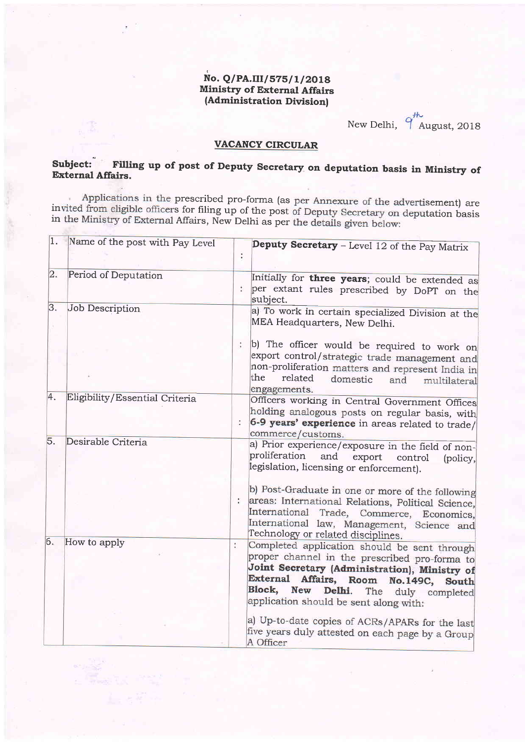**No. Q/PA.III/575/1/2018**
**Ministry of External Affairs**
**(Administration Division)**

New Delhi, 9th August, 2018

## VACANCY CIRCULAR

**Subject: Filling up of post of Deputy Secretary on deputation basis in Ministry of External Affairs.**

Applications in the prescribed pro-forma (as per Annexure of the advertisement) are invited from eligible officers for filing up of the post of Deputy Secretary on deputation basis in the Ministry of External Affairs, New Delhi as per the details given below:

| | | | |
|---|---|---|---|
| 1. | Name of the post with Pay Level | : | **Deputy Secretary** – Level 12 of the Pay Matrix |
| 2. | Period of Deputation | : | Initially for **three years**; could be extended as per extant rules prescribed by DoPT on the subject. |
| 3. | Job Description | : | a) To work in certain specialized Division at the MEA Headquarters, New Delhi.<br><br>b) The officer would be required to work on export control/strategic trade management and non-proliferation matters and represent India in the related domestic and multilateral engagements. |
| 4. | Eligibility/Essential Criteria | : | Officers working in Central Government Offices holding analogous posts on regular basis, with **6-9 years' experience** in areas related to trade/ commerce/customs. |
| 5. | Desirable Criteria | : | a) Prior experience/exposure in the field of non-proliferation and export control (policy, legislation, licensing or enforcement).<br><br>b) Post-Graduate in one or more of the following areas: International Relations, Political Science, International Trade, Commerce, Economics, International law, Management, Science and Technology or related disciplines. |
| 6. | How to apply | : | Completed application should be sent through proper channel in the prescribed pro-forma to **Joint Secretary (Administration), Ministry of External Affairs, Room No.149C, South Block, New Delhi**. The duly completed application should be sent along with:<br><br>a) Up-to-date copies of ACRs/APARs for the last five years duly attested on each page by a Group A Officer |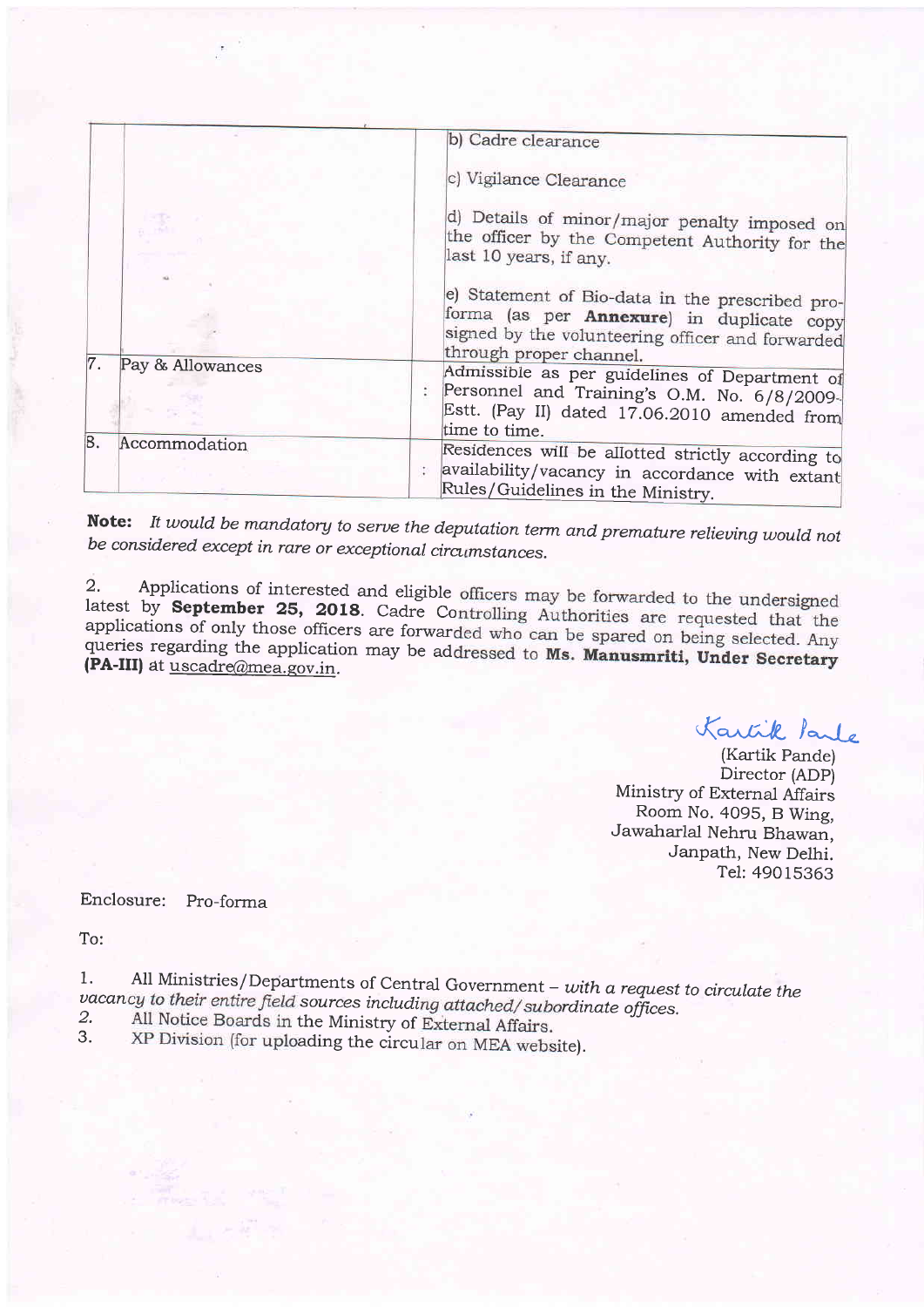| | | | |
|---|---|---|---|
| | | | b) Cadre clearance<br><br>c) Vigilance Clearance<br><br>d) Details of minor/major penalty imposed on the officer by the Competent Authority for the last 10 years, if any.<br><br>e) Statement of Bio-data in the prescribed pro-forma (as per **Annexure**) in duplicate copy signed by the volunteering officer and forwarded through proper channel. |
| 7. | Pay & Allowances | : | Admissible as per guidelines of Department of Personnel and Training's O.M. No. 6/8/2009-Estt. (Pay II) dated 17.06.2010 amended from time to time. |
| 8. | Accommodation | : | Residences will be allotted strictly according to availability/vacancy in accordance with extant Rules/Guidelines in the Ministry. |

**Note:** *It would be mandatory to serve the deputation term and premature relieving would not be considered except in rare or exceptional circumstances.*

2. Applications of interested and eligible officers may be forwarded to the undersigned latest by **September 25, 2018**. Cadre Controlling Authorities are requested that the applications of only those officers are forwarded who can be spared on being selected. Any queries regarding the application may be addressed to **Ms. Manusmriti, Under Secretary (PA-III)** at uscadre@mea.gov.in.

Kartik Pande

(Kartik Pande)
Director (ADP)
Ministry of External Affairs
Room No. 4095, B Wing,
Jawaharlal Nehru Bhawan,
Janpath, New Delhi.
Tel: 49015363

Enclosure: Pro-forma

To:

1. All Ministries/Departments of Central Government – *with a request to circulate the vacancy to their entire field sources including attached/subordinate offices.*
2. All Notice Boards in the Ministry of External Affairs.
3. XP Division (for uploading the circular on MEA website).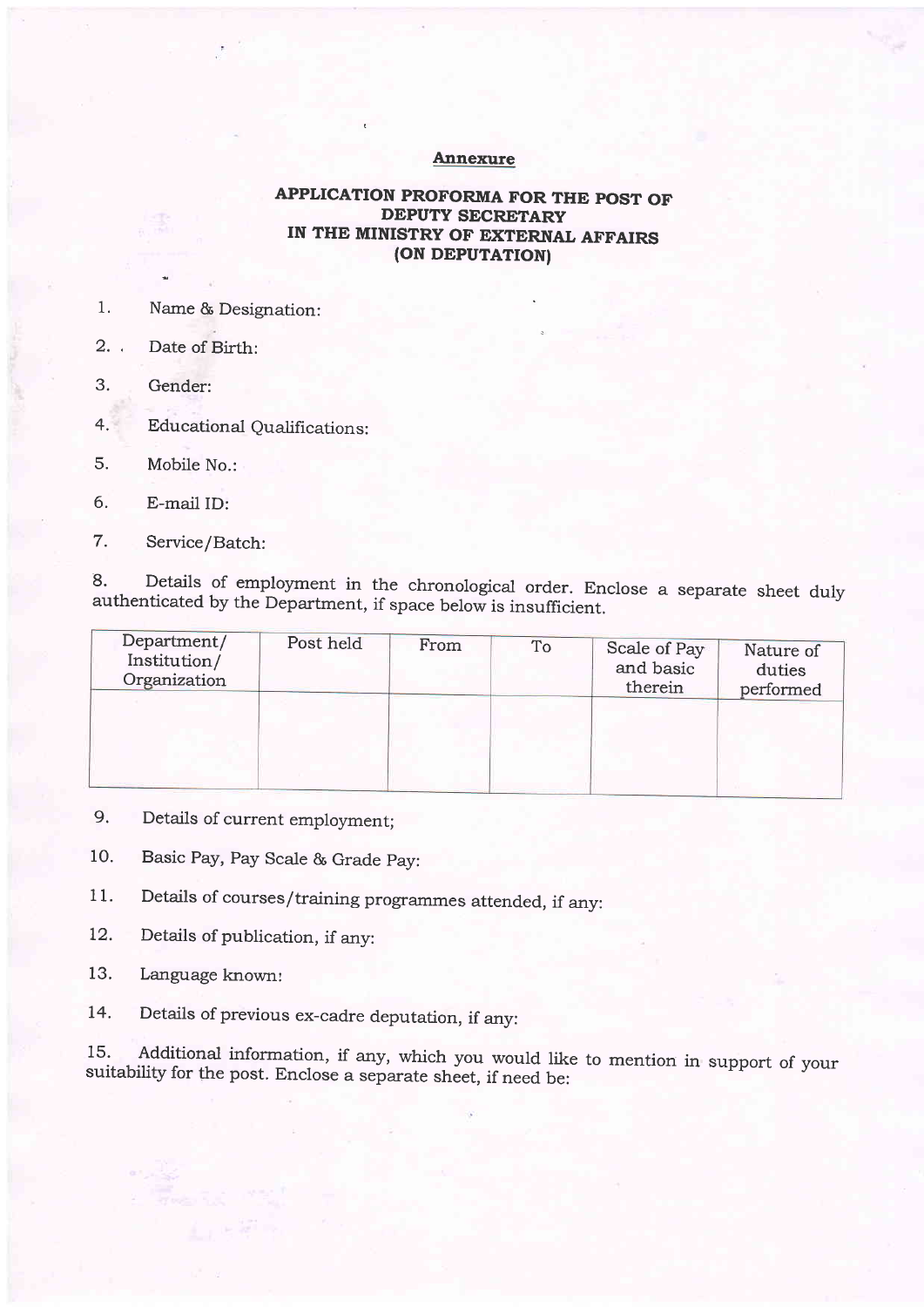**Annexure**

**APPLICATION PROFORMA FOR THE POST OF DEPUTY SECRETARY IN THE MINISTRY OF EXTERNAL AFFAIRS (ON DEPUTATION)**

1. Name & Designation:

2. Date of Birth:

3. Gender:

4. Educational Qualifications:

5. Mobile No.:

6. E-mail ID:

7. Service/Batch:

8. Details of employment in the chronological order. Enclose a separate sheet duly authenticated by the Department, if space below is insufficient.

| Department/ Institution/ Organization | Post held | From | To | Scale of Pay and basic therein | Nature of duties performed |
|---|---|---|---|---|---|
| | | | | | |

9. Details of current employment;

10. Basic Pay, Pay Scale & Grade Pay:

11. Details of courses/training programmes attended, if any:

12. Details of publication, if any:

13. Language known:

14. Details of previous ex-cadre deputation, if any:

15. Additional information, if any, which you would like to mention in support of your suitability for the post. Enclose a separate sheet, if need be: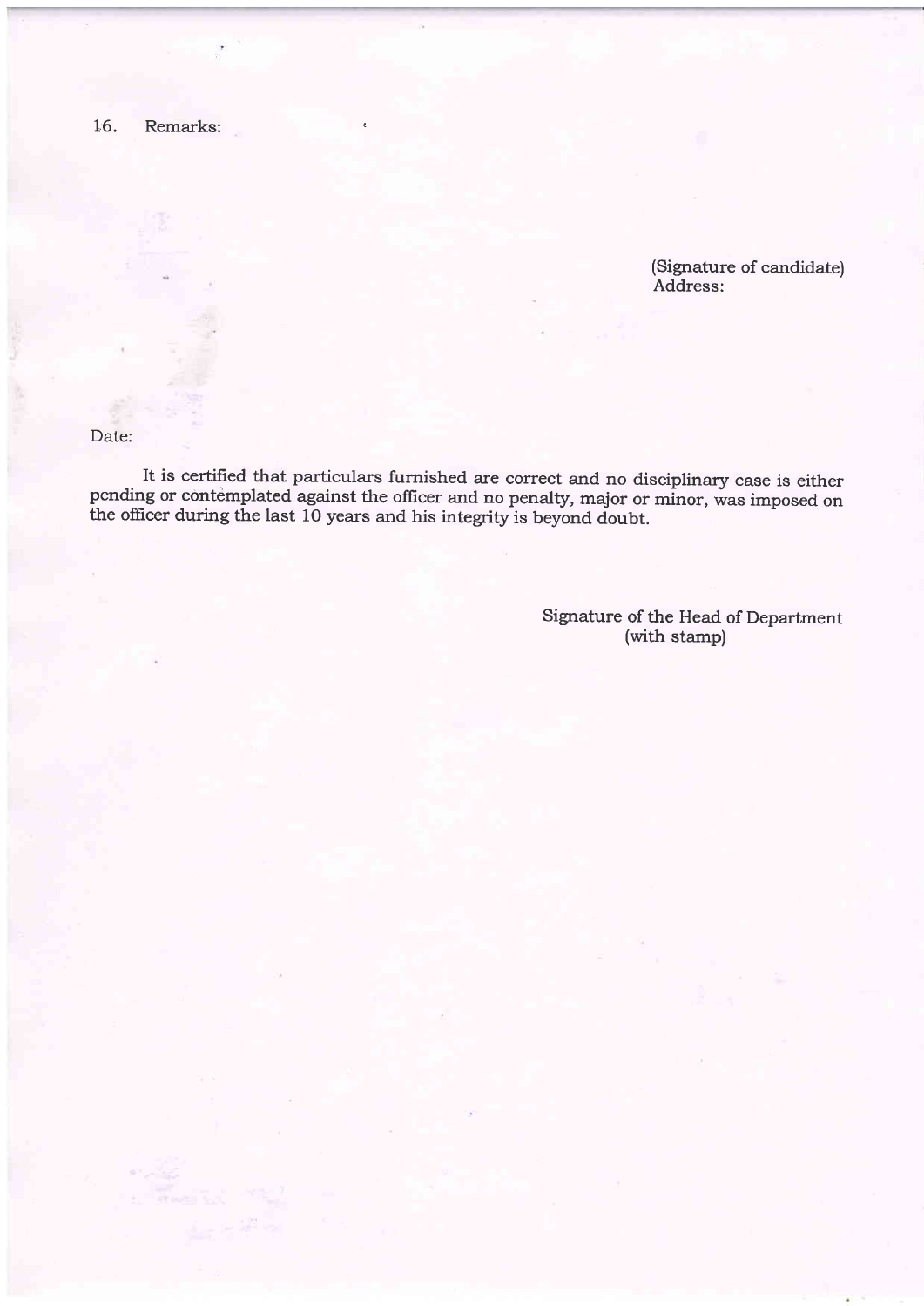16. Remarks:

(Signature of candidate)
Address:

Date:

It is certified that particulars furnished are correct and no disciplinary case is either pending or contemplated against the officer and no penalty, major or minor, was imposed on the officer during the last 10 years and his integrity is beyond doubt.

Signature of the Head of Department
(with stamp)